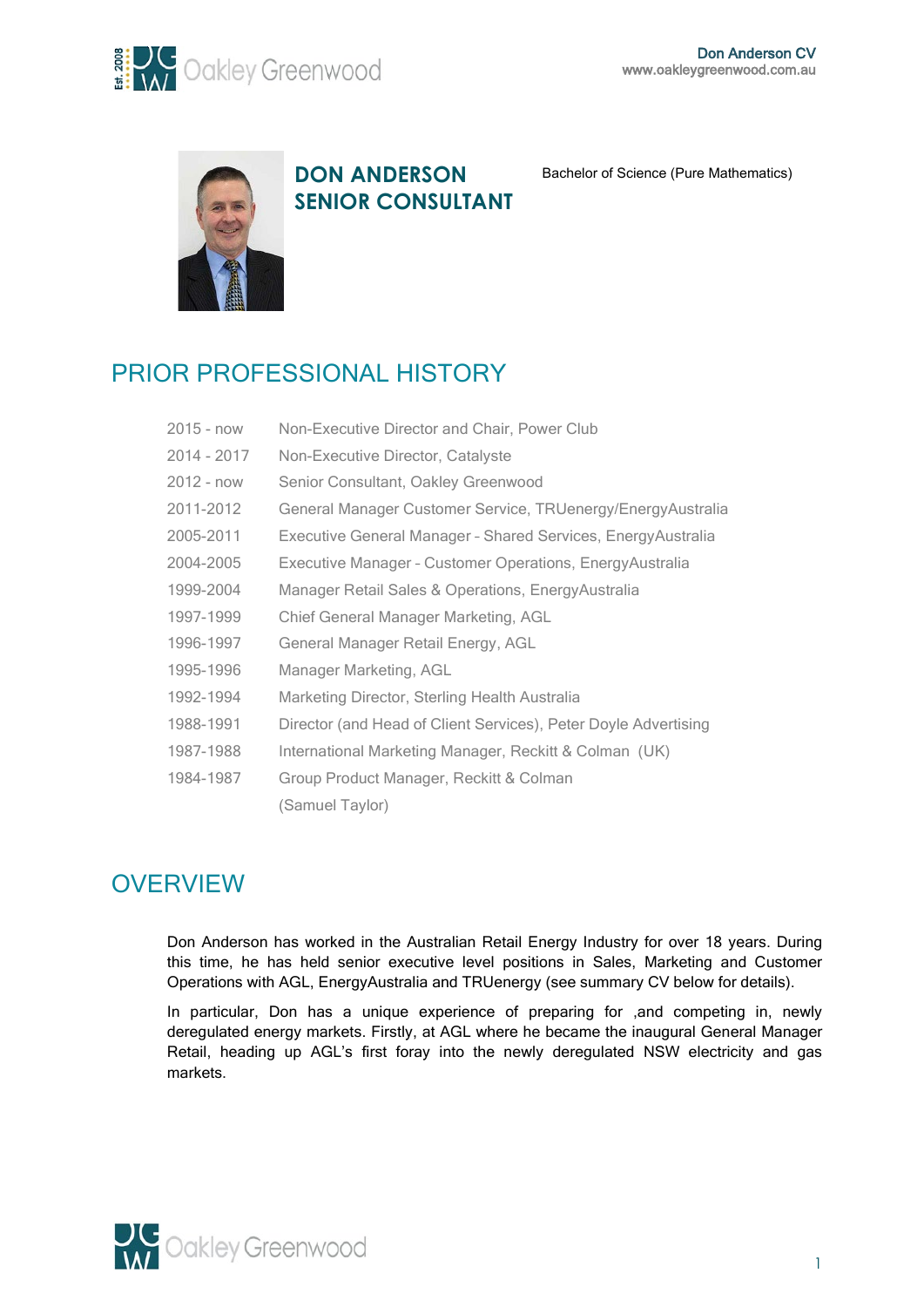# DON ANDERSON
## SENIOR CONSULTANT

Bachelor of Science (Pure Mathematics)

## PRIOR PROFESSIONAL HISTORY

| | |
|---|---|
| 2015 - now | Non-Executive Director and Chair, Power Club |
| 2014 - 2017 | Non-Executive Director, Catalyste |
| 2012 - now | Senior Consultant, Oakley Greenwood |
| 2011-2012 | General Manager Customer Service, TRUenergy/EnergyAustralia |
| 2005-2011 | Executive General Manager – Shared Services, EnergyAustralia |
| 2004-2005 | Executive Manager – Customer Operations, EnergyAustralia |
| 1999-2004 | Manager Retail Sales & Operations, EnergyAustralia |
| 1997-1999 | Chief General Manager Marketing, AGL |
| 1996-1997 | General Manager Retail Energy, AGL |
| 1995-1996 | Manager Marketing, AGL |
| 1992-1994 | Marketing Director, Sterling Health Australia |
| 1988-1991 | Director (and Head of Client Services), Peter Doyle Advertising |
| 1987-1988 | International Marketing Manager, Reckitt & Colman (UK) |
| 1984-1987 | Group Product Manager, Reckitt & Colman (Samuel Taylor) |

## OVERVIEW

Don Anderson has worked in the Australian Retail Energy Industry for over 18 years. During this time, he has held senior executive level positions in Sales, Marketing and Customer Operations with AGL, EnergyAustralia and TRUenergy (see summary CV below for details).

In particular, Don has a unique experience of preparing for ,and competing in, newly deregulated energy markets. Firstly, at AGL where he became the inaugural General Manager Retail, heading up AGL's first foray into the newly deregulated NSW electricity and gas markets.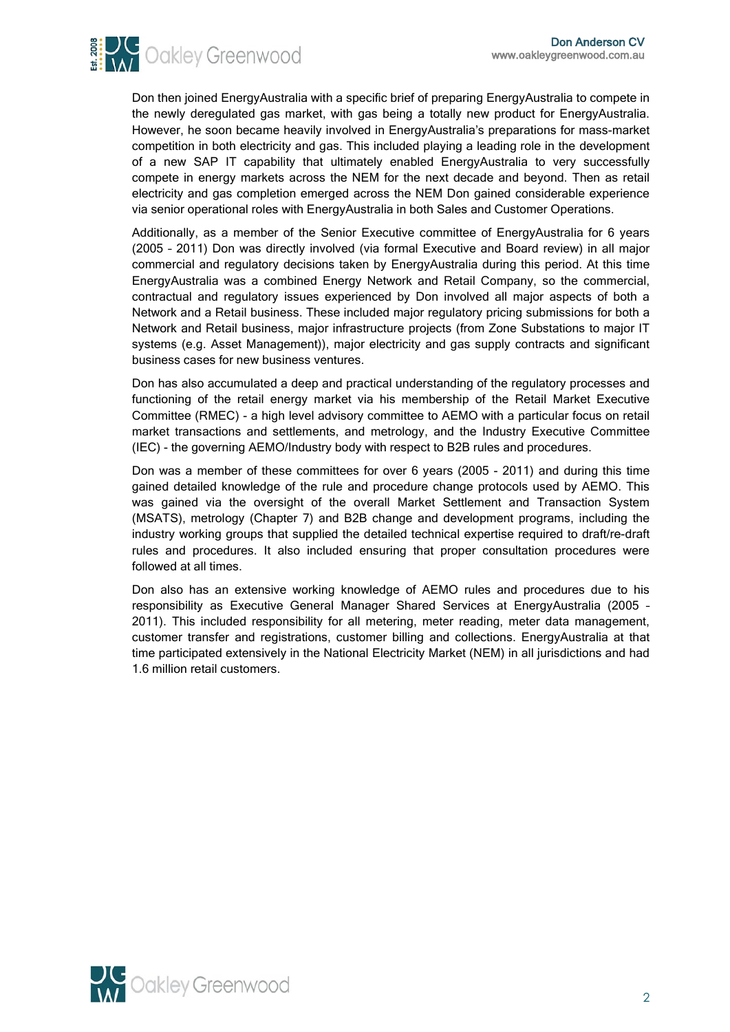Don then joined EnergyAustralia with a specific brief of preparing EnergyAustralia to compete in the newly deregulated gas market, with gas being a totally new product for EnergyAustralia. However, he soon became heavily involved in EnergyAustralia's preparations for mass-market competition in both electricity and gas. This included playing a leading role in the development of a new SAP IT capability that ultimately enabled EnergyAustralia to very successfully compete in energy markets across the NEM for the next decade and beyond. Then as retail electricity and gas completion emerged across the NEM Don gained considerable experience via senior operational roles with EnergyAustralia in both Sales and Customer Operations.

Additionally, as a member of the Senior Executive committee of EnergyAustralia for 6 years (2005 – 2011) Don was directly involved (via formal Executive and Board review) in all major commercial and regulatory decisions taken by EnergyAustralia during this period. At this time EnergyAustralia was a combined Energy Network and Retail Company, so the commercial, contractual and regulatory issues experienced by Don involved all major aspects of both a Network and a Retail business. These included major regulatory pricing submissions for both a Network and Retail business, major infrastructure projects (from Zone Substations to major IT systems (e.g. Asset Management)), major electricity and gas supply contracts and significant business cases for new business ventures.

Don has also accumulated a deep and practical understanding of the regulatory processes and functioning of the retail energy market via his membership of the Retail Market Executive Committee (RMEC) - a high level advisory committee to AEMO with a particular focus on retail market transactions and settlements, and metrology, and the Industry Executive Committee (IEC) - the governing AEMO/Industry body with respect to B2B rules and procedures.

Don was a member of these committees for over 6 years (2005 - 2011) and during this time gained detailed knowledge of the rule and procedure change protocols used by AEMO. This was gained via the oversight of the overall Market Settlement and Transaction System (MSATS), metrology (Chapter 7) and B2B change and development programs, including the industry working groups that supplied the detailed technical expertise required to draft/re-draft rules and procedures. It also included ensuring that proper consultation procedures were followed at all times.

Don also has an extensive working knowledge of AEMO rules and procedures due to his responsibility as Executive General Manager Shared Services at EnergyAustralia (2005 – 2011). This included responsibility for all metering, meter reading, meter data management, customer transfer and registrations, customer billing and collections. EnergyAustralia at that time participated extensively in the National Electricity Market (NEM) in all jurisdictions and had 1.6 million retail customers.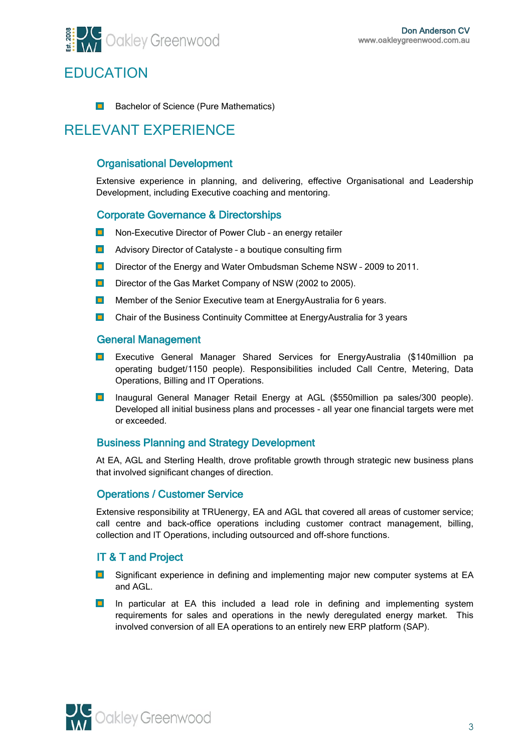# EDUCATION

- Bachelor of Science (Pure Mathematics)

# RELEVANT EXPERIENCE

## Organisational Development

Extensive experience in planning, and delivering, effective Organisational and Leadership Development, including Executive coaching and mentoring.

## Corporate Governance & Directorships

- Non-Executive Director of Power Club – an energy retailer
- Advisory Director of Catalyste – a boutique consulting firm
- Director of the Energy and Water Ombudsman Scheme NSW – 2009 to 2011.
- Director of the Gas Market Company of NSW (2002 to 2005).
- Member of the Senior Executive team at EnergyAustralia for 6 years.
- Chair of the Business Continuity Committee at EnergyAustralia for 3 years

## General Management

- Executive General Manager Shared Services for EnergyAustralia ($140million pa operating budget/1150 people). Responsibilities included Call Centre, Metering, Data Operations, Billing and IT Operations.
- Inaugural General Manager Retail Energy at AGL ($550million pa sales/300 people). Developed all initial business plans and processes - all year one financial targets were met or exceeded.

## Business Planning and Strategy Development

At EA, AGL and Sterling Health, drove profitable growth through strategic new business plans that involved significant changes of direction.

## Operations / Customer Service

Extensive responsibility at TRUenergy, EA and AGL that covered all areas of customer service; call centre and back-office operations including customer contract management, billing, collection and IT Operations, including outsourced and off-shore functions.

## IT & T and Project

- Significant experience in defining and implementing major new computer systems at EA and AGL.
- In particular at EA this included a lead role in defining and implementing system requirements for sales and operations in the newly deregulated energy market. This involved conversion of all EA operations to an entirely new ERP platform (SAP).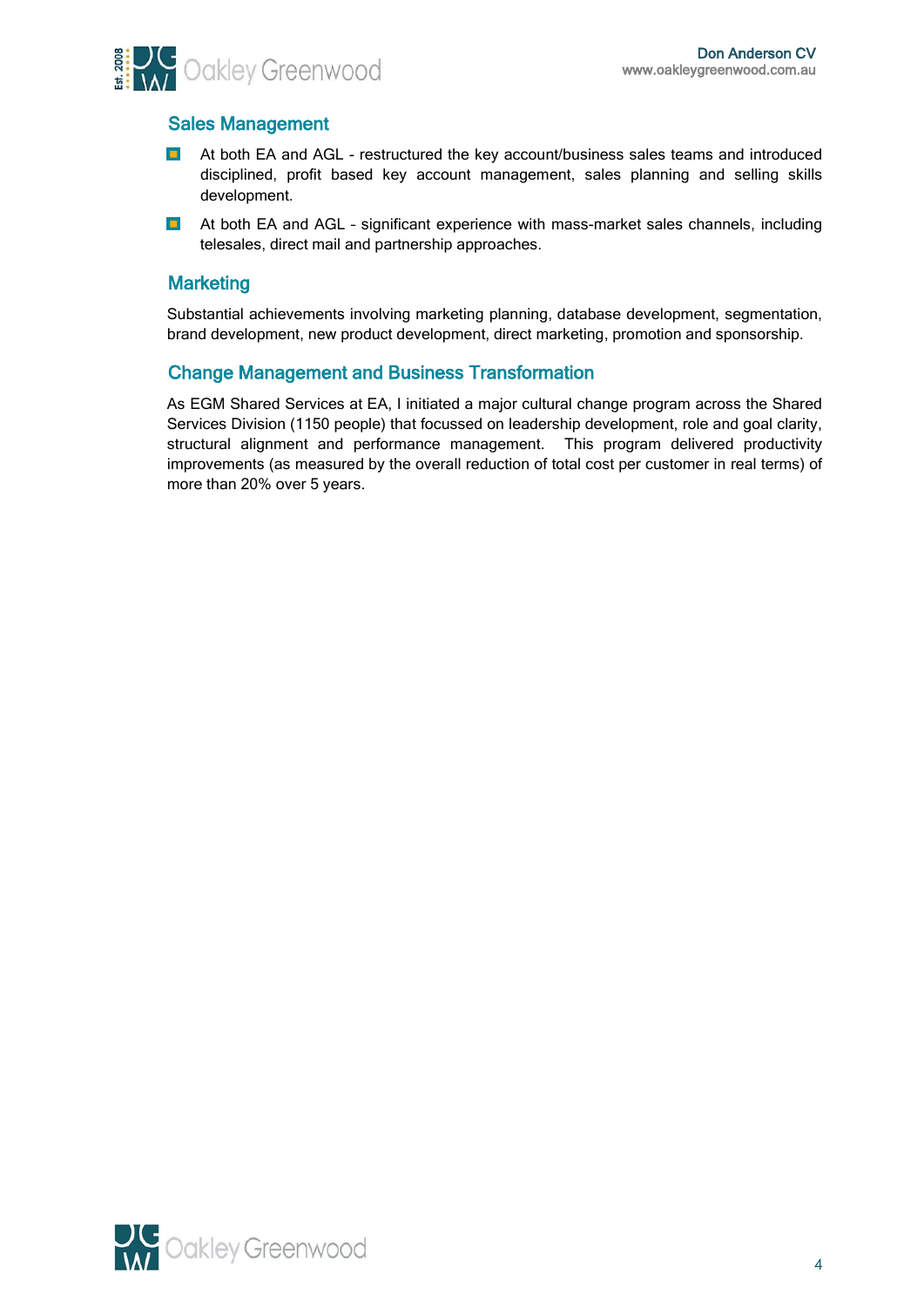## Sales Management

- At both EA and AGL - restructured the key account/business sales teams and introduced disciplined, profit based key account management, sales planning and selling skills development.
- At both EA and AGL - significant experience with mass-market sales channels, including telesales, direct mail and partnership approaches.

## Marketing

Substantial achievements involving marketing planning, database development, segmentation, brand development, new product development, direct marketing, promotion and sponsorship.

## Change Management and Business Transformation

As EGM Shared Services at EA, I initiated a major cultural change program across the Shared Services Division (1150 people) that focussed on leadership development, role and goal clarity, structural alignment and performance management. This program delivered productivity improvements (as measured by the overall reduction of total cost per customer in real terms) of more than 20% over 5 years.